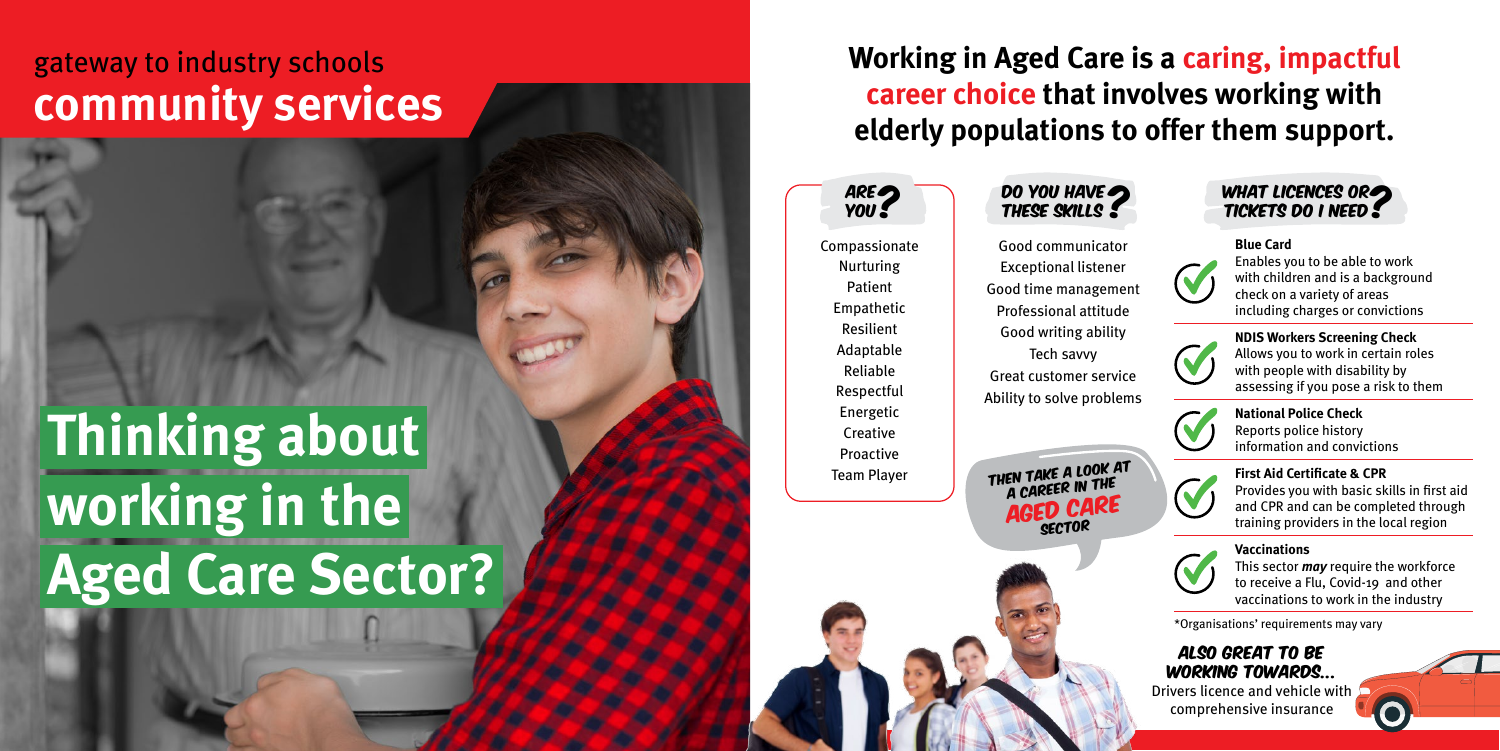## gateway to industry schools
# community services

# Thinking about working in the Aged Care Sector?

## Working in Aged Care is a caring, impactful career choice that involves working with elderly populations to offer them support.

### ARE YOU?

- Compassionate
- Nurturing
- Patient
- Empathetic
- Resilient
- Adaptable
- Reliable
- Respectful
- Energetic
- Creative
- Proactive
- Team Player

### DO YOU HAVE THESE SKILLS?

- Good communicator
- Exceptional listener
- Good time management
- Professional attitude
- Good writing ability
- Tech savvy
- Great customer service
- Ability to solve problems

THEN TAKE A LOOK AT A CAREER IN THE AGED CARE SECTOR

### WHAT LICENCES OR TICKETS DO I NEED?

**Blue Card**
Enables you to be able to work with children and is a background check on a variety of areas including charges or convictions

**NDIS Workers Screening Check**
Allows you to work in certain roles with people with disability by assessing if you pose a risk to them

**National Police Check**
Reports police history information and convictions

**First Aid Certificate & CPR**
Provides you with basic skills in first aid and CPR and can be completed through training providers in the local region

**Vaccinations**
This sector ***may*** require the workforce to receive a Flu, Covid-19 and other vaccinations to work in the industry

*Organisations' requirements may vary

### ALSO GREAT TO BE WORKING TOWARDS...

Drivers licence and vehicle with comprehensive insurance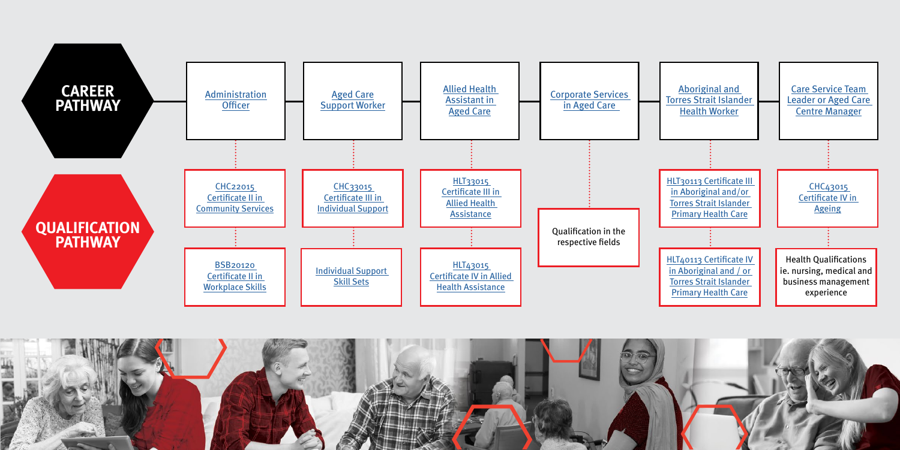**CAREER PATHWAY**

**QUALIFICATION PATHWAY**

| Career Pathway | Qualification Pathway | |
| --- | --- | --- |
| Administration Officer | CHC22015 Certificate II in Community Services | BSB20120 Certificate II in Workplace Skills |
| Aged Care Support Worker | CHC33015 Certificate III in Individual Support | Individual Support Skill Sets |
| Allied Health Assistant in Aged Care | HLT33015 Certificate III in Allied Health Assistance | HLT43015 Certificate IV in Allied Health Assistance |
| Corporate Services in Aged Care | Qualification in the respective fields | |
| Aboriginal and Torres Strait Islander Health Worker | HLT30113 Certificate III in Aboriginal and/or Torres Strait Islander Primary Health Care | HLT40113 Certificate IV in Aboriginal and / or Torres Strait Islander Primary Health Care |
| Care Service Team Leader or Aged Care Centre Manager | CHC43015 Certificate IV in Ageing | Health Qualifications ie. nursing, medical and business management experience |